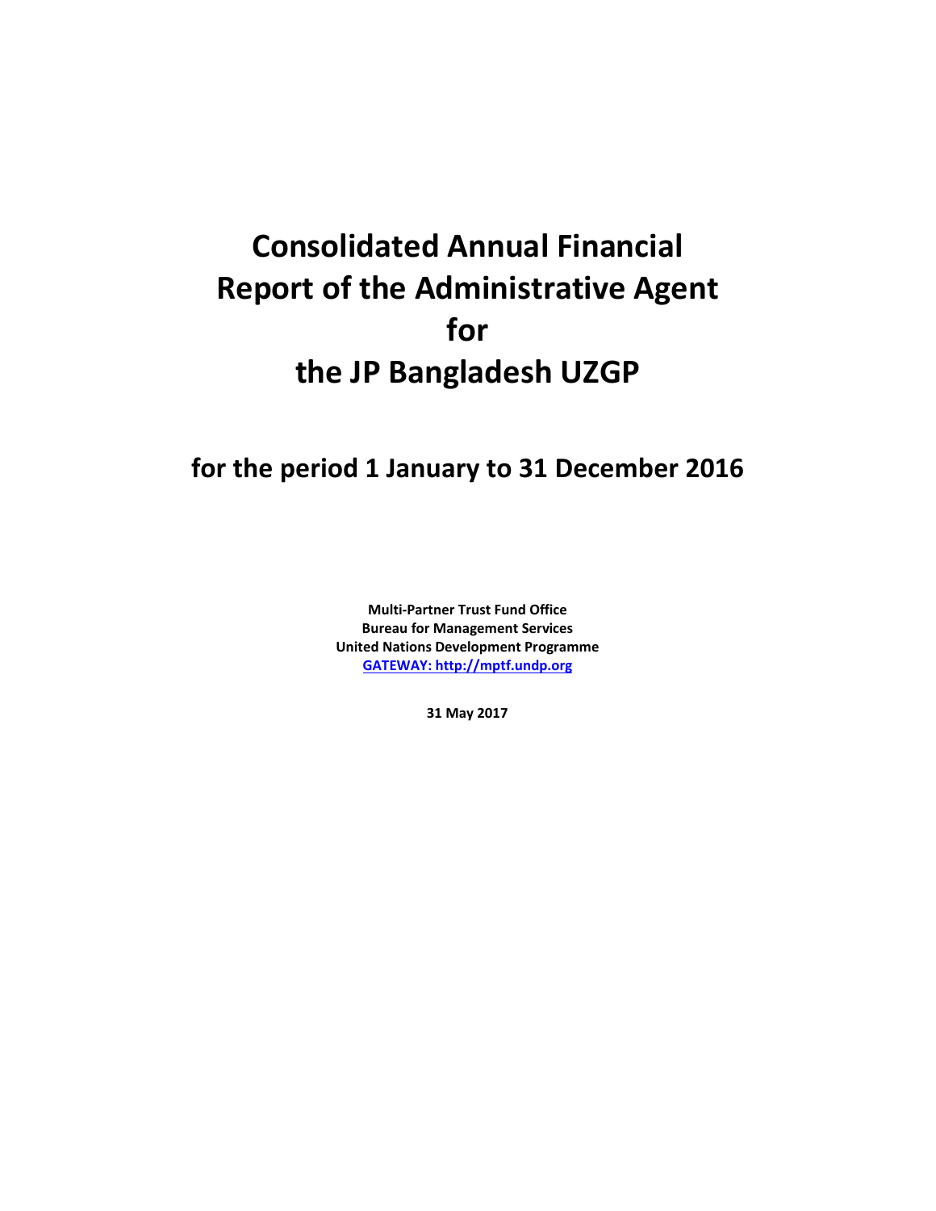# Consolidated Annual Financial Report of the Administrative Agent for the JP Bangladesh UZGP

## for the period 1 January to 31 December 2016

**Multi-Partner Trust Fund Office**
**Bureau for Management Services**
**United Nations Development Programme**
**[GATEWAY: http://mptf.undp.org](http://mptf.undp.org)**

**31 May 2017**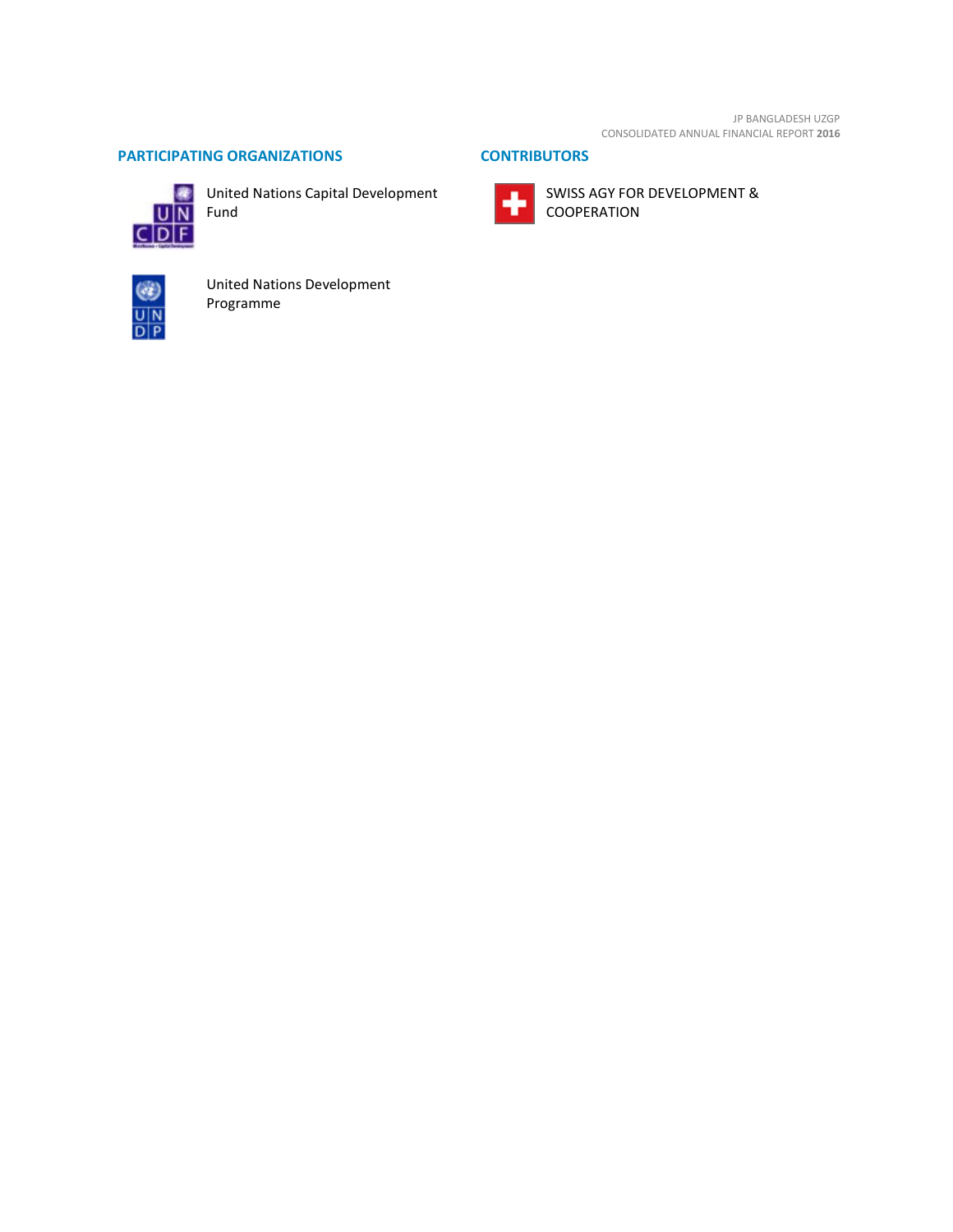## PARTICIPATING ORGANIZATIONS

United Nations Capital Development Fund

United Nations Development Programme

## CONTRIBUTORS

SWISS AGY FOR DEVELOPMENT & COOPERATION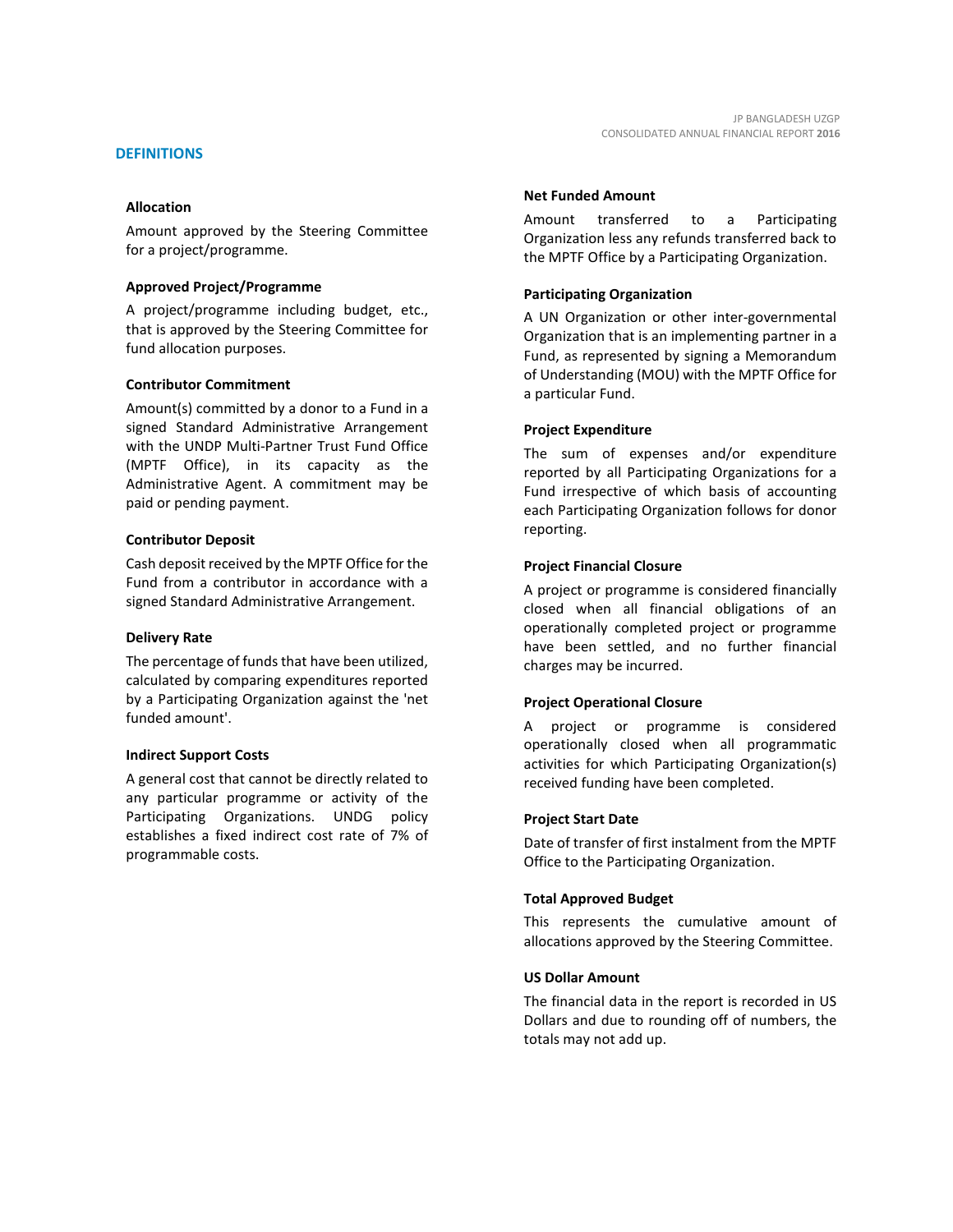## DEFINITIONS

### Allocation

Amount approved by the Steering Committee for a project/programme.

### Approved Project/Programme

A project/programme including budget, etc., that is approved by the Steering Committee for fund allocation purposes.

### Contributor Commitment

Amount(s) committed by a donor to a Fund in a signed Standard Administrative Arrangement with the UNDP Multi-Partner Trust Fund Office (MPTF Office), in its capacity as the Administrative Agent. A commitment may be paid or pending payment.

### Contributor Deposit

Cash deposit received by the MPTF Office for the Fund from a contributor in accordance with a signed Standard Administrative Arrangement.

### Delivery Rate

The percentage of funds that have been utilized, calculated by comparing expenditures reported by a Participating Organization against the 'net funded amount'.

### Indirect Support Costs

A general cost that cannot be directly related to any particular programme or activity of the Participating Organizations. UNDG policy establishes a fixed indirect cost rate of 7% of programmable costs.

### Net Funded Amount

Amount transferred to a Participating Organization less any refunds transferred back to the MPTF Office by a Participating Organization.

### Participating Organization

A UN Organization or other inter-governmental Organization that is an implementing partner in a Fund, as represented by signing a Memorandum of Understanding (MOU) with the MPTF Office for a particular Fund.

### Project Expenditure

The sum of expenses and/or expenditure reported by all Participating Organizations for a Fund irrespective of which basis of accounting each Participating Organization follows for donor reporting.

### Project Financial Closure

A project or programme is considered financially closed when all financial obligations of an operationally completed project or programme have been settled, and no further financial charges may be incurred.

### Project Operational Closure

A project or programme is considered operationally closed when all programmatic activities for which Participating Organization(s) received funding have been completed.

### Project Start Date

Date of transfer of first instalment from the MPTF Office to the Participating Organization.

### Total Approved Budget

This represents the cumulative amount of allocations approved by the Steering Committee.

### US Dollar Amount

The financial data in the report is recorded in US Dollars and due to rounding off of numbers, the totals may not add up.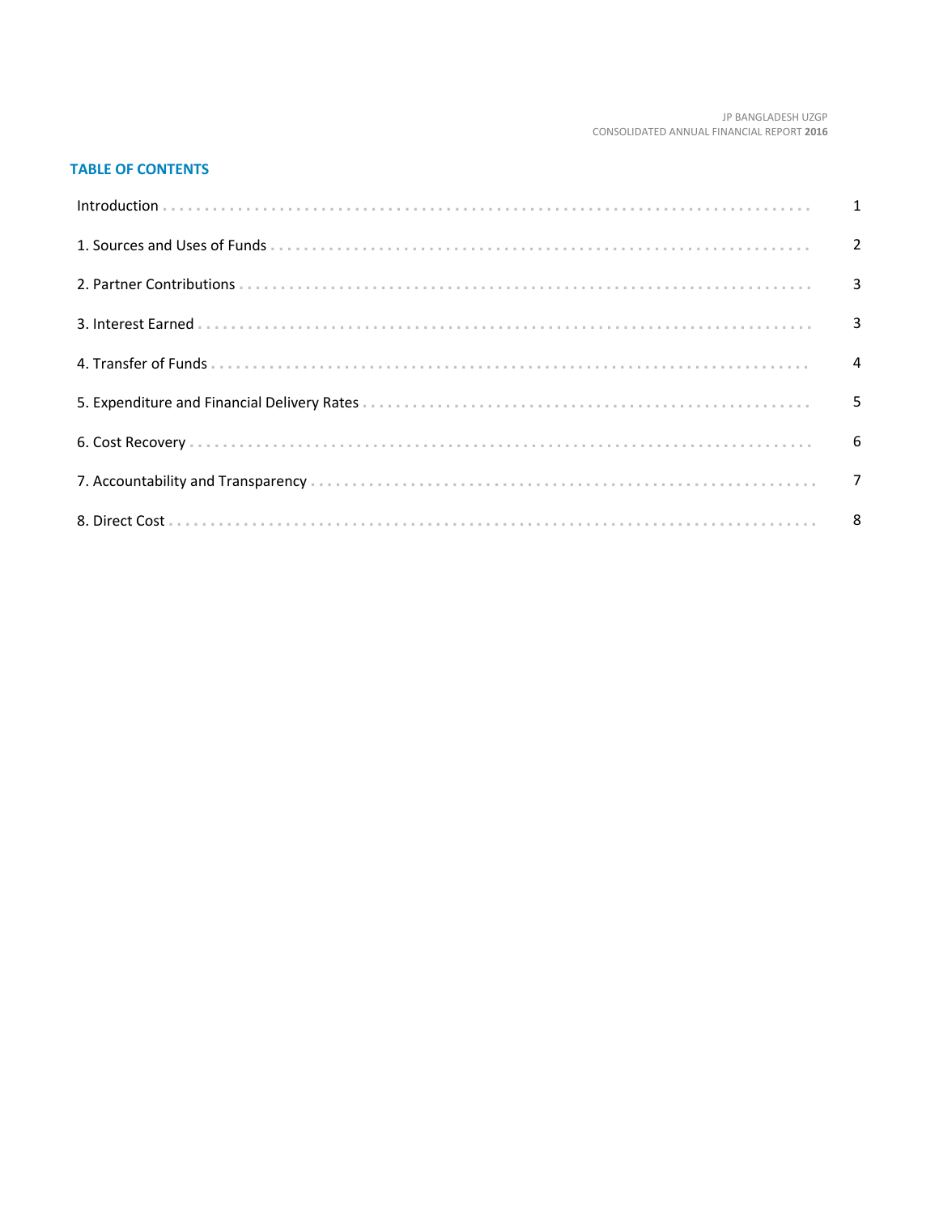## TABLE OF CONTENTS

| | |
|---|---|
| Introduction | 1 |
| 1. Sources and Uses of Funds | 2 |
| 2. Partner Contributions | 3 |
| 3. Interest Earned | 3 |
| 4. Transfer of Funds | 4 |
| 5. Expenditure and Financial Delivery Rates | 5 |
| 6. Cost Recovery | 6 |
| 7. Accountability and Transparency | 7 |
| 8. Direct Cost | 8 |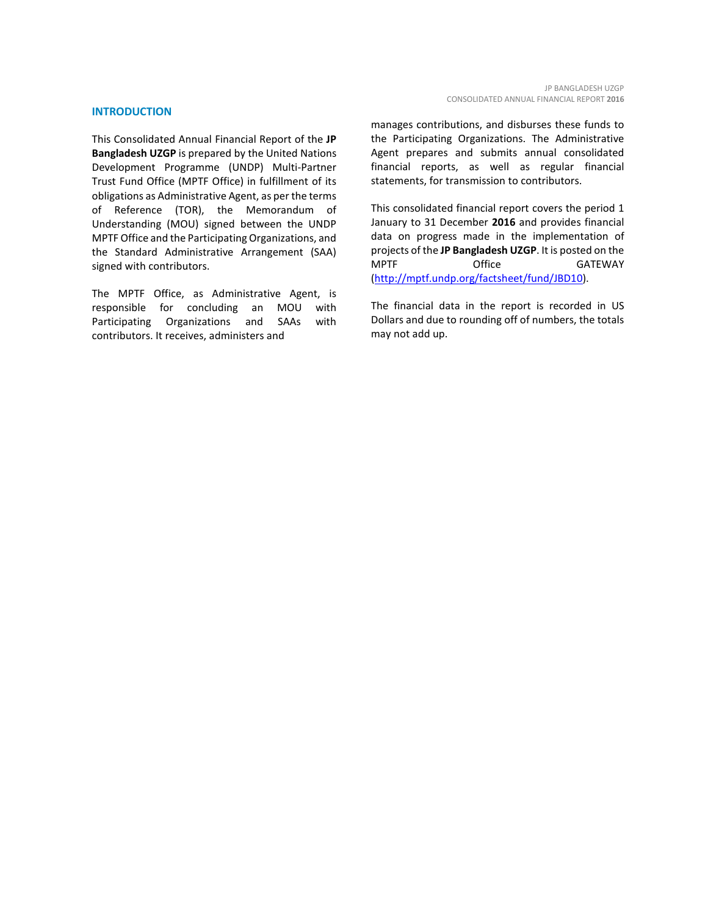## INTRODUCTION

This Consolidated Annual Financial Report of the **JP Bangladesh UZGP** is prepared by the United Nations Development Programme (UNDP) Multi-Partner Trust Fund Office (MPTF Office) in fulfillment of its obligations as Administrative Agent, as per the terms of Reference (TOR), the Memorandum of Understanding (MOU) signed between the UNDP MPTF Office and the Participating Organizations, and the Standard Administrative Arrangement (SAA) signed with contributors.

The MPTF Office, as Administrative Agent, is responsible for concluding an MOU with Participating Organizations and SAAs with contributors. It receives, administers and manages contributions, and disburses these funds to the Participating Organizations. The Administrative Agent prepares and submits annual consolidated financial reports, as well as regular financial statements, for transmission to contributors.

This consolidated financial report covers the period 1 January to 31 December **2016** and provides financial data on progress made in the implementation of projects of the **JP Bangladesh UZGP**. It is posted on the MPTF Office GATEWAY (http://mptf.undp.org/factsheet/fund/JBD10).

The financial data in the report is recorded in US Dollars and due to rounding off of numbers, the totals may not add up.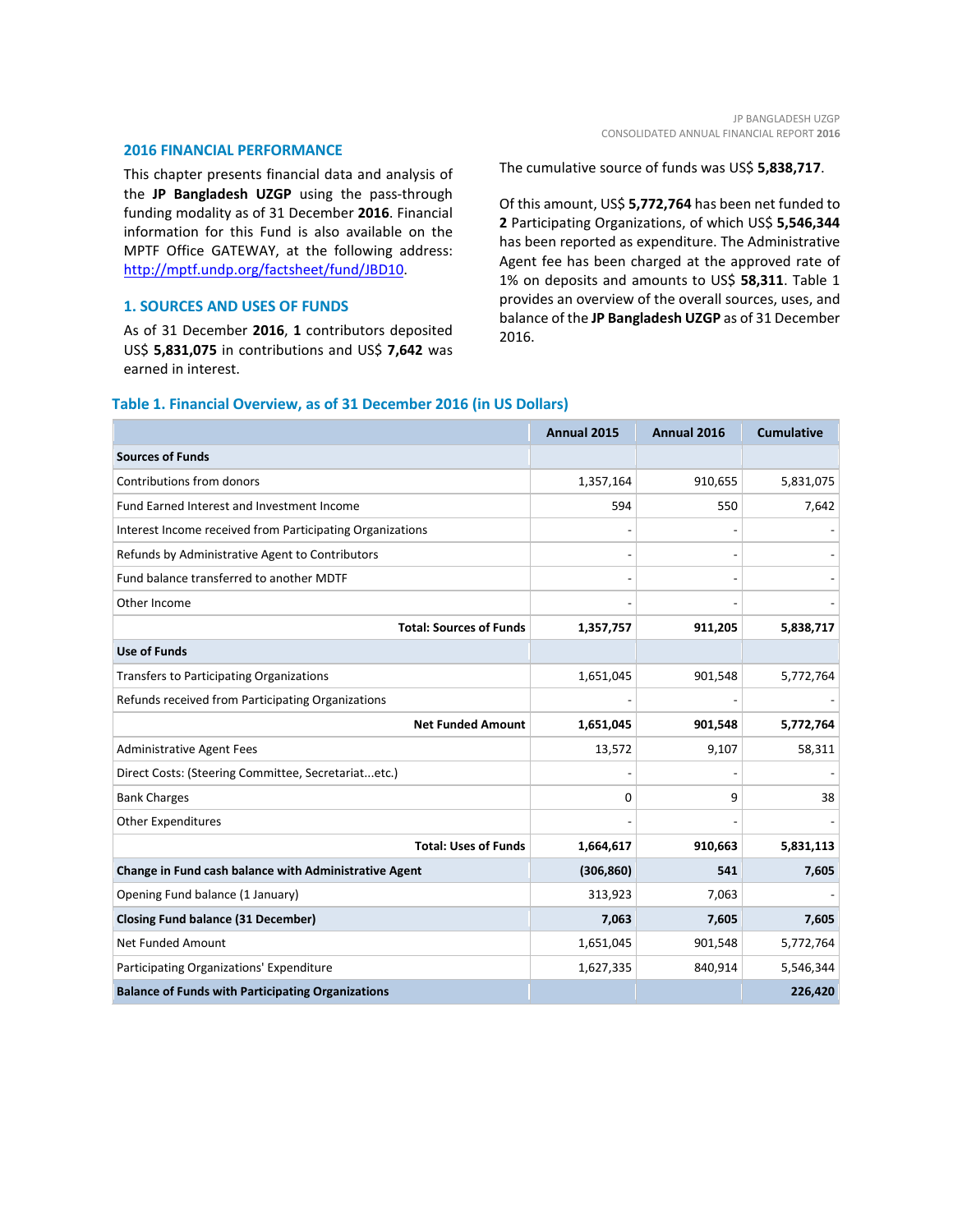## 2016 FINANCIAL PERFORMANCE

This chapter presents financial data and analysis of the **JP Bangladesh UZGP** using the pass-through funding modality as of 31 December **2016**. Financial information for this Fund is also available on the MPTF Office GATEWAY, at the following address: http://mptf.undp.org/factsheet/fund/JBD10.

## 1. SOURCES AND USES OF FUNDS

As of 31 December **2016**, **1** contributors deposited US$ **5,831,075** in contributions and US$ **7,642** was earned in interest.

The cumulative source of funds was US$ **5,838,717**.

Of this amount, US$ **5,772,764** has been net funded to **2** Participating Organizations, of which US$ **5,546,344** has been reported as expenditure. The Administrative Agent fee has been charged at the approved rate of 1% on deposits and amounts to US$ **58,311**. Table 1 provides an overview of the overall sources, uses, and balance of the **JP Bangladesh UZGP** as of 31 December 2016.

### Table 1. Financial Overview, as of 31 December 2016 (in US Dollars)

| | Annual 2015 | Annual 2016 | Cumulative |
|---|---|---|---|
| **Sources of Funds** | | | |
| Contributions from donors | 1,357,164 | 910,655 | 5,831,075 |
| Fund Earned Interest and Investment Income | 594 | 550 | 7,642 |
| Interest Income received from Participating Organizations | - | - | - |
| Refunds by Administrative Agent to Contributors | - | - | - |
| Fund balance transferred to another MDTF | - | - | - |
| Other Income | - | - | - |
| **Total: Sources of Funds** | **1,357,757** | **911,205** | **5,838,717** |
| **Use of Funds** | | | |
| Transfers to Participating Organizations | 1,651,045 | 901,548 | 5,772,764 |
| Refunds received from Participating Organizations | - | - | - |
| **Net Funded Amount** | **1,651,045** | **901,548** | **5,772,764** |
| Administrative Agent Fees | 13,572 | 9,107 | 58,311 |
| Direct Costs: (Steering Committee, Secretariat...etc.) | - | - | - |
| Bank Charges | 0 | 9 | 38 |
| Other Expenditures | - | - | - |
| **Total: Uses of Funds** | **1,664,617** | **910,663** | **5,831,113** |
| **Change in Fund cash balance with Administrative Agent** | **(306,860)** | **541** | **7,605** |
| Opening Fund balance (1 January) | 313,923 | 7,063 | - |
| **Closing Fund balance (31 December)** | **7,063** | **7,605** | **7,605** |
| Net Funded Amount | 1,651,045 | 901,548 | 5,772,764 |
| Participating Organizations' Expenditure | 1,627,335 | 840,914 | 5,546,344 |
| **Balance of Funds with Participating Organizations** | | | **226,420** |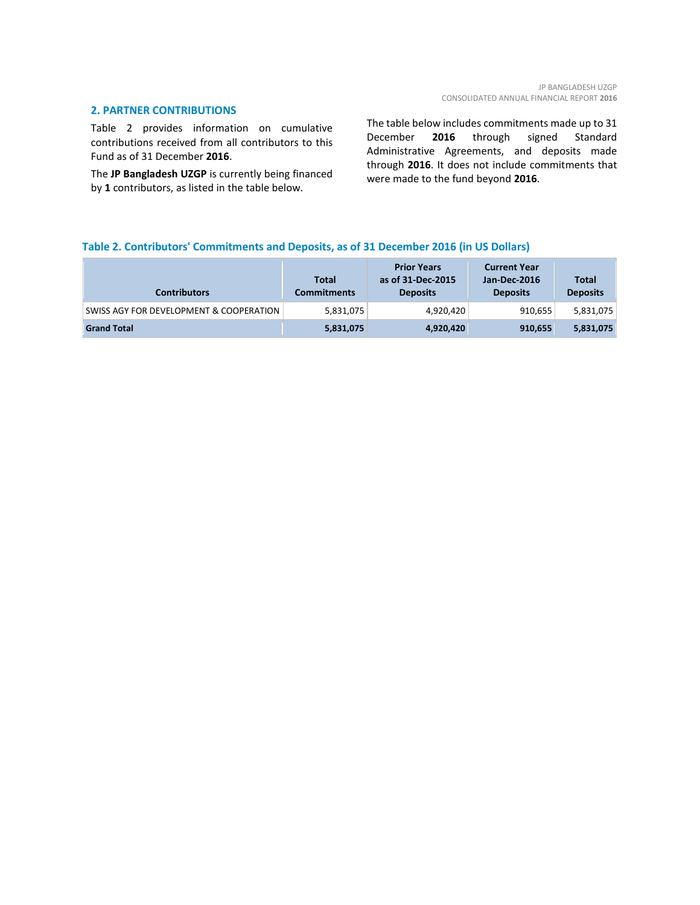## 2. PARTNER CONTRIBUTIONS

Table 2 provides information on cumulative contributions received from all contributors to this Fund as of 31 December **2016**.

The **JP Bangladesh UZGP** is currently being financed by **1** contributors, as listed in the table below.

The table below includes commitments made up to 31 December **2016** through signed Standard Administrative Agreements, and deposits made through **2016**. It does not include commitments that were made to the fund beyond **2016**.

**Table 2. Contributors' Commitments and Deposits, as of 31 December 2016 (in US Dollars)**

| Contributors | Total Commitments | Prior Years as of 31-Dec-2015 Deposits | Current Year Jan-Dec-2016 Deposits | Total Deposits |
|---|---|---|---|---|
| SWISS AGY FOR DEVELOPMENT & COOPERATION | 5,831,075 | 4,920,420 | 910,655 | 5,831,075 |
| **Grand Total** | **5,831,075** | **4,920,420** | **910,655** | **5,831,075** |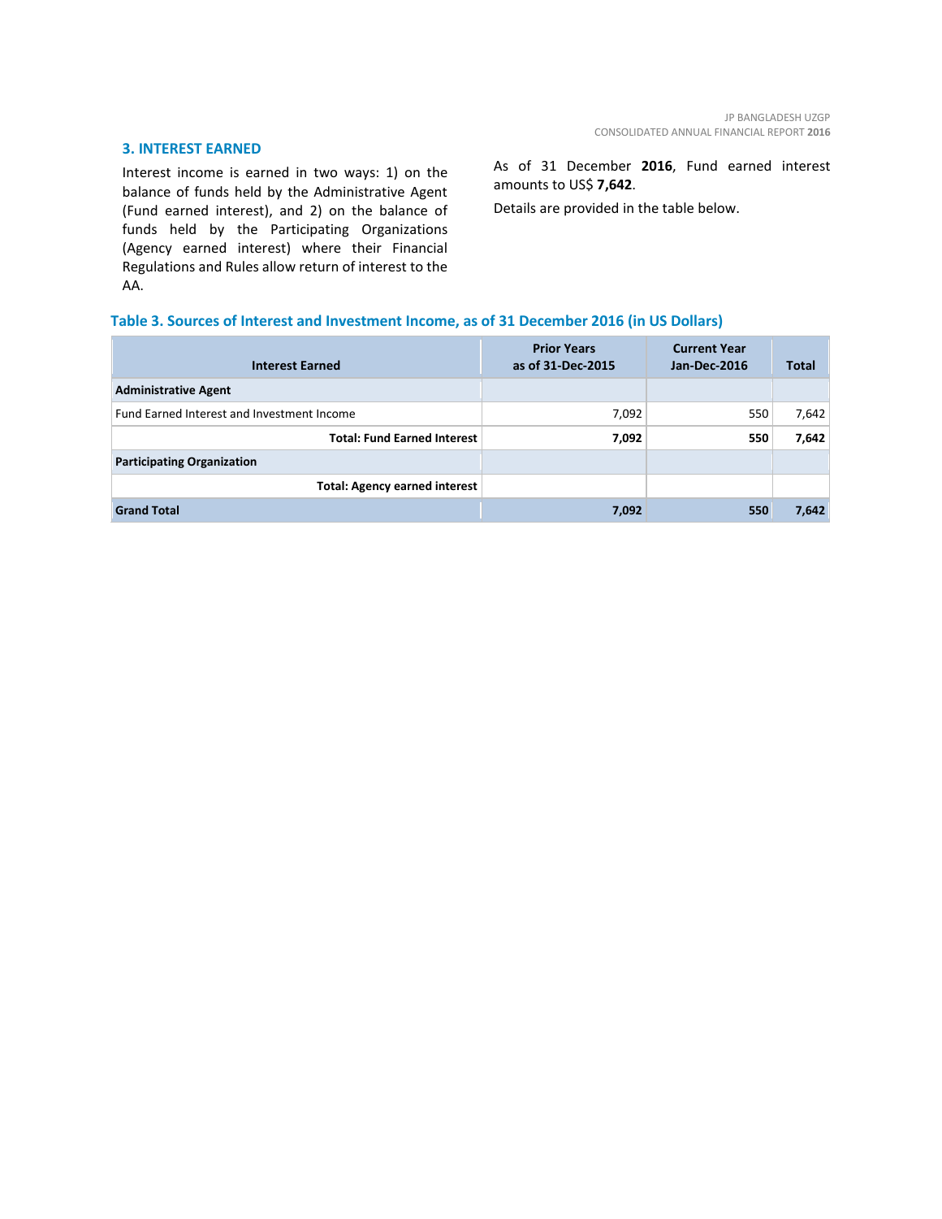## 3. INTEREST EARNED

Interest income is earned in two ways: 1) on the balance of funds held by the Administrative Agent (Fund earned interest), and 2) on the balance of funds held by the Participating Organizations (Agency earned interest) where their Financial Regulations and Rules allow return of interest to the AA.

As of 31 December **2016**, Fund earned interest amounts to US$ **7,642**.

Details are provided in the table below.

**Table 3. Sources of Interest and Investment Income, as of 31 December 2016 (in US Dollars)**

| Interest Earned | Prior Years as of 31-Dec-2015 | Current Year Jan-Dec-2016 | Total |
|---|---|---|---|
| **Administrative Agent** | | | |
| Fund Earned Interest and Investment Income | 7,092 | 550 | 7,642 |
| **Total: Fund Earned Interest** | **7,092** | **550** | **7,642** |
| **Participating Organization** | | | |
| **Total: Agency earned interest** | | | |
| **Grand Total** | **7,092** | **550** | **7,642** |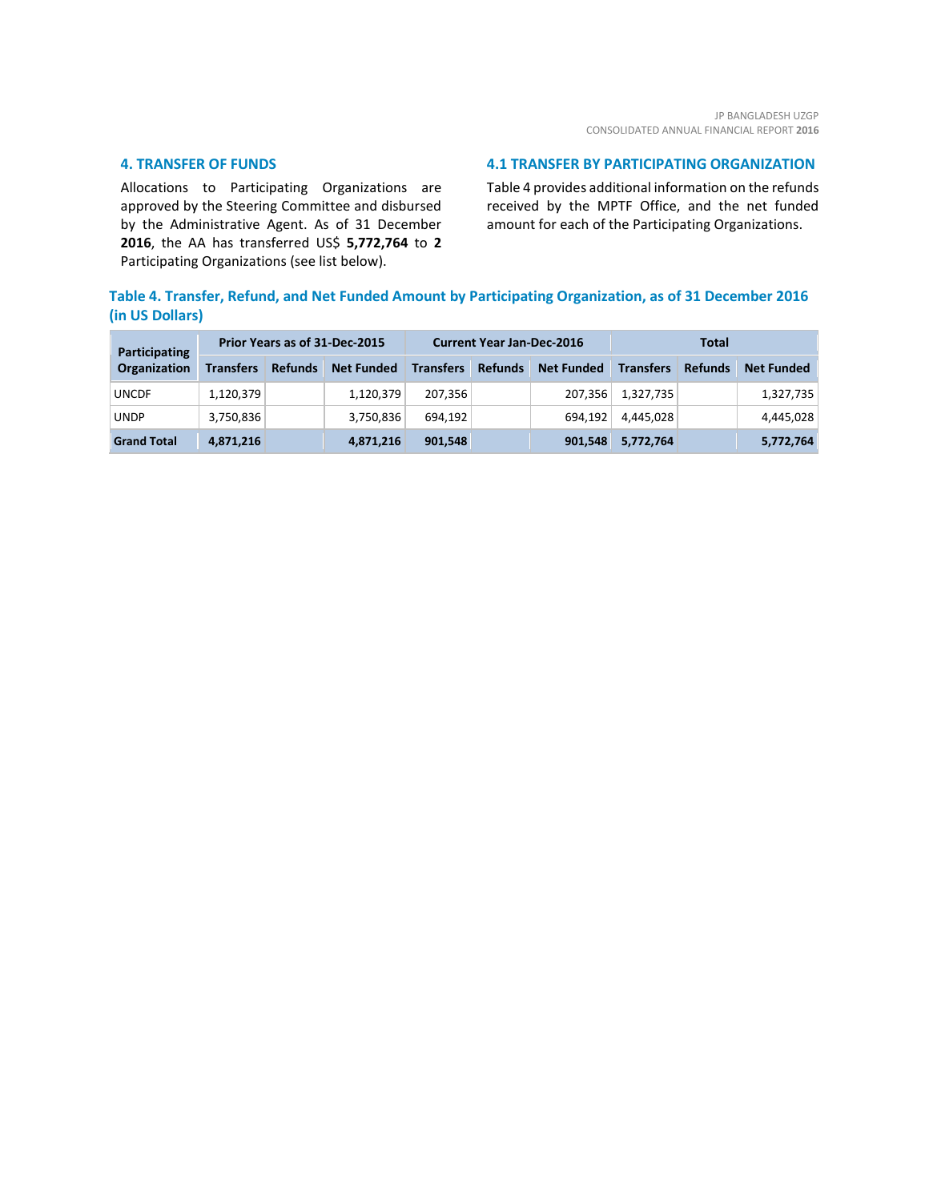## 4. TRANSFER OF FUNDS

Allocations to Participating Organizations are approved by the Steering Committee and disbursed by the Administrative Agent. As of 31 December **2016**, the AA has transferred US$ **5,772,764** to **2** Participating Organizations (see list below).

## 4.1 TRANSFER BY PARTICIPATING ORGANIZATION

Table 4 provides additional information on the refunds received by the MPTF Office, and the net funded amount for each of the Participating Organizations.

### Table 4. Transfer, Refund, and Net Funded Amount by Participating Organization, as of 31 December 2016 (in US Dollars)

| Participating Organization | Prior Years as of 31-Dec-2015 | | | Current Year Jan-Dec-2016 | | | Total | | |
|---|---|---|---|---|---|---|---|---|---|
| | Transfers | Refunds | Net Funded | Transfers | Refunds | Net Funded | Transfers | Refunds | Net Funded |
| UNCDF | 1,120,379 | | 1,120,379 | 207,356 | | 207,356 | 1,327,735 | | 1,327,735 |
| UNDP | 3,750,836 | | 3,750,836 | 694,192 | | 694,192 | 4,445,028 | | 4,445,028 |
| **Grand Total** | **4,871,216** | | **4,871,216** | **901,548** | | **901,548** | **5,772,764** | | **5,772,764** |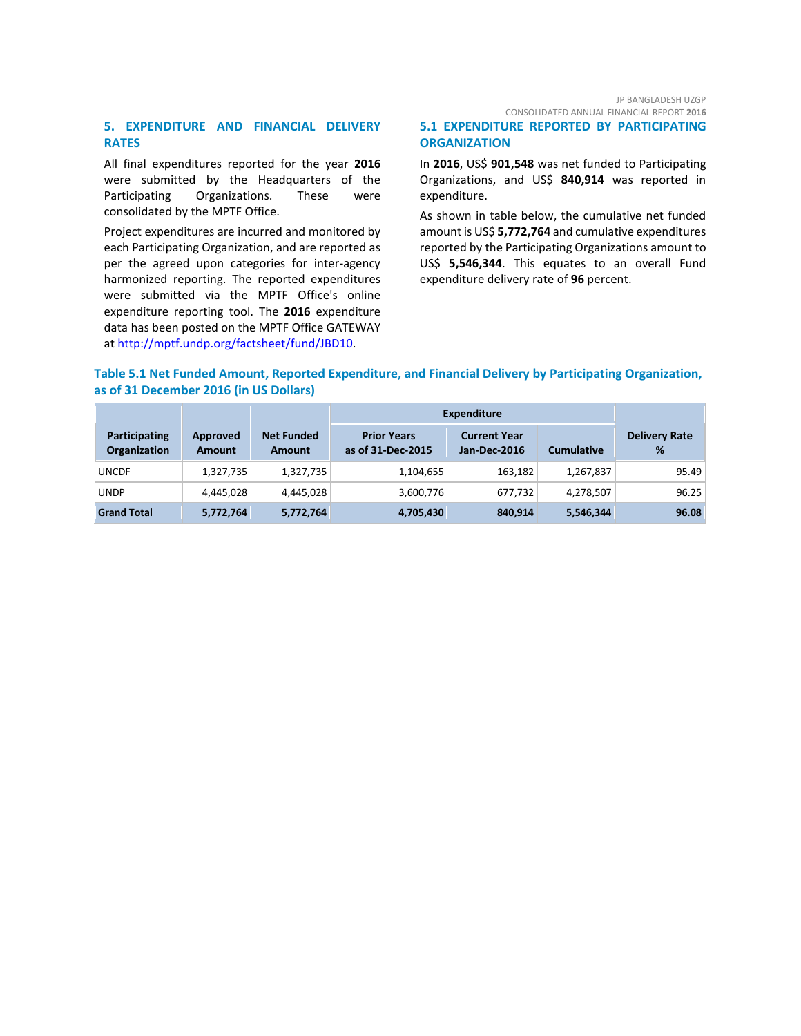## 5. EXPENDITURE AND FINANCIAL DELIVERY RATES

All final expenditures reported for the year **2016** were submitted by the Headquarters of the Participating Organizations. These were consolidated by the MPTF Office.

Project expenditures are incurred and monitored by each Participating Organization, and are reported as per the agreed upon categories for inter-agency harmonized reporting. The reported expenditures were submitted via the MPTF Office's online expenditure reporting tool. The **2016** expenditure data has been posted on the MPTF Office GATEWAY at [http://mptf.undp.org/factsheet/fund/JBD10](http://mptf.undp.org/factsheet/fund/JBD10).

### 5.1 EXPENDITURE REPORTED BY PARTICIPATING ORGANIZATION

In **2016**, US$ **901,548** was net funded to Participating Organizations, and US$ **840,914** was reported in expenditure.

As shown in table below, the cumulative net funded amount is US$ **5,772,764** and cumulative expenditures reported by the Participating Organizations amount to US$ **5,546,344**. This equates to an overall Fund expenditure delivery rate of **96** percent.

**Table 5.1 Net Funded Amount, Reported Expenditure, and Financial Delivery by Participating Organization, as of 31 December 2016 (in US Dollars)**

| Participating Organization | Approved Amount | Net Funded Amount | Expenditure | | | Delivery Rate % |
|---|---|---|---|---|---|---|
| | | | Prior Years as of 31-Dec-2015 | Current Year Jan-Dec-2016 | Cumulative | |
| UNCDF | 1,327,735 | 1,327,735 | 1,104,655 | 163,182 | 1,267,837 | 95.49 |
| UNDP | 4,445,028 | 4,445,028 | 3,600,776 | 677,732 | 4,278,507 | 96.25 |
| **Grand Total** | **5,772,764** | **5,772,764** | **4,705,430** | **840,914** | **5,546,344** | **96.08** |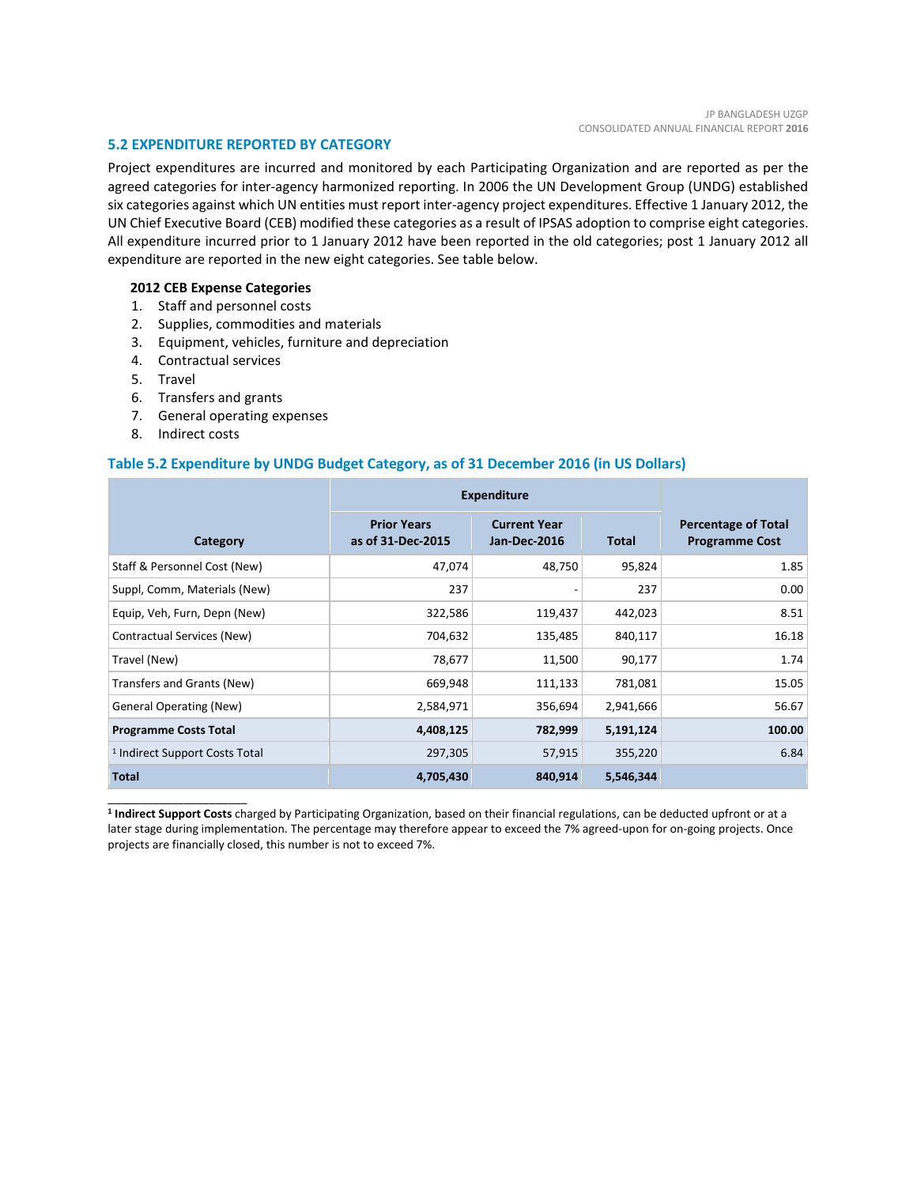### 5.2 EXPENDITURE REPORTED BY CATEGORY

Project expenditures are incurred and monitored by each Participating Organization and are reported as per the agreed categories for inter-agency harmonized reporting. In 2006 the UN Development Group (UNDG) established six categories against which UN entities must report inter-agency project expenditures. Effective 1 January 2012, the UN Chief Executive Board (CEB) modified these categories as a result of IPSAS adoption to comprise eight categories. All expenditure incurred prior to 1 January 2012 have been reported in the old categories; post 1 January 2012 all expenditure are reported in the new eight categories. See table below.

**2012 CEB Expense Categories**

1. Staff and personnel costs
2. Supplies, commodities and materials
3. Equipment, vehicles, furniture and depreciation
4. Contractual services
5. Travel
6. Transfers and grants
7. General operating expenses
8. Indirect costs

#### Table 5.2 Expenditure by UNDG Budget Category, as of 31 December 2016 (in US Dollars)

| Category | Expenditure | | | Percentage of Total Programme Cost |
|---|---|---|---|---|
| | Prior Years as of 31-Dec-2015 | Current Year Jan-Dec-2016 | Total | |
| Staff & Personnel Cost (New) | 47,074 | 48,750 | 95,824 | 1.85 |
| Suppl, Comm, Materials (New) | 237 | - | 237 | 0.00 |
| Equip, Veh, Furn, Depn (New) | 322,586 | 119,437 | 442,023 | 8.51 |
| Contractual Services (New) | 704,632 | 135,485 | 840,117 | 16.18 |
| Travel (New) | 78,677 | 11,500 | 90,177 | 1.74 |
| Transfers and Grants (New) | 669,948 | 111,133 | 781,081 | 15.05 |
| General Operating (New) | 2,584,971 | 356,694 | 2,941,666 | 56.67 |
| **Programme Costs Total** | **4,408,125** | **782,999** | **5,191,124** | **100.00** |
| [1] Indirect Support Costs Total | 297,305 | 57,915 | 355,220 | 6.84 |
| **Total** | **4,705,430** | **840,914** | **5,546,344** | |

[1] **Indirect Support Costs** charged by Participating Organization, based on their financial regulations, can be deducted upfront or at a later stage during implementation. The percentage may therefore appear to exceed the 7% agreed-upon for on-going projects. Once projects are financially closed, this number is not to exceed 7%.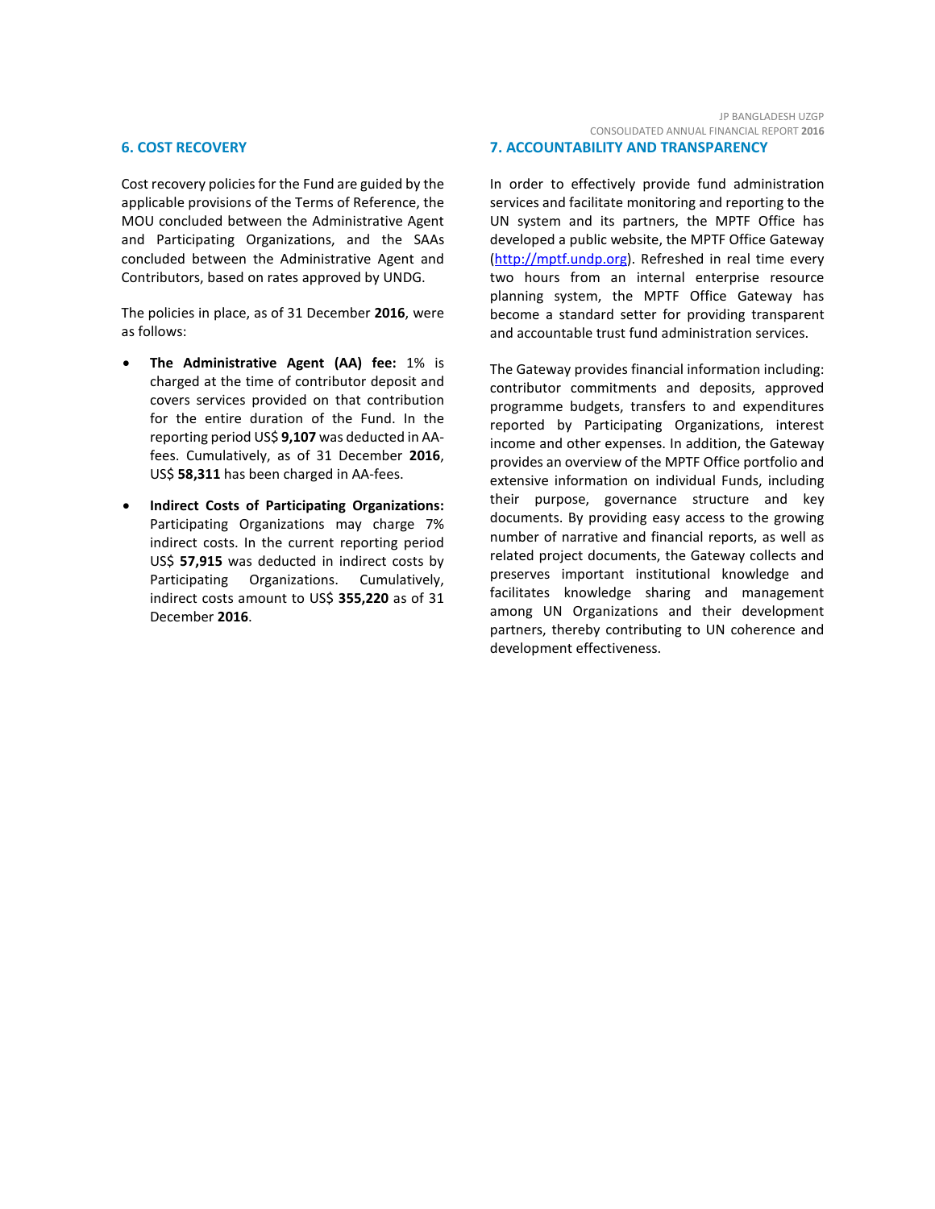## 6. COST RECOVERY

Cost recovery policies for the Fund are guided by the applicable provisions of the Terms of Reference, the MOU concluded between the Administrative Agent and Participating Organizations, and the SAAs concluded between the Administrative Agent and Contributors, based on rates approved by UNDG.

The policies in place, as of 31 December **2016**, were as follows:

- **The Administrative Agent (AA) fee:** 1% is charged at the time of contributor deposit and covers services provided on that contribution for the entire duration of the Fund. In the reporting period US$ **9,107** was deducted in AA-fees. Cumulatively, as of 31 December **2016**, US$ **58,311** has been charged in AA-fees.

- **Indirect Costs of Participating Organizations:** Participating Organizations may charge 7% indirect costs. In the current reporting period US$ **57,915** was deducted in indirect costs by Participating Organizations. Cumulatively, indirect costs amount to US$ **355,220** as of 31 December **2016**.

## 7. ACCOUNTABILITY AND TRANSPARENCY

In order to effectively provide fund administration services and facilitate monitoring and reporting to the UN system and its partners, the MPTF Office has developed a public website, the MPTF Office Gateway (http://mptf.undp.org). Refreshed in real time every two hours from an internal enterprise resource planning system, the MPTF Office Gateway has become a standard setter for providing transparent and accountable trust fund administration services.

The Gateway provides financial information including: contributor commitments and deposits, approved programme budgets, transfers to and expenditures reported by Participating Organizations, interest income and other expenses. In addition, the Gateway provides an overview of the MPTF Office portfolio and extensive information on individual Funds, including their purpose, governance structure and key documents. By providing easy access to the growing number of narrative and financial reports, as well as related project documents, the Gateway collects and preserves important institutional knowledge and facilitates knowledge sharing and management among UN Organizations and their development partners, thereby contributing to UN coherence and development effectiveness.